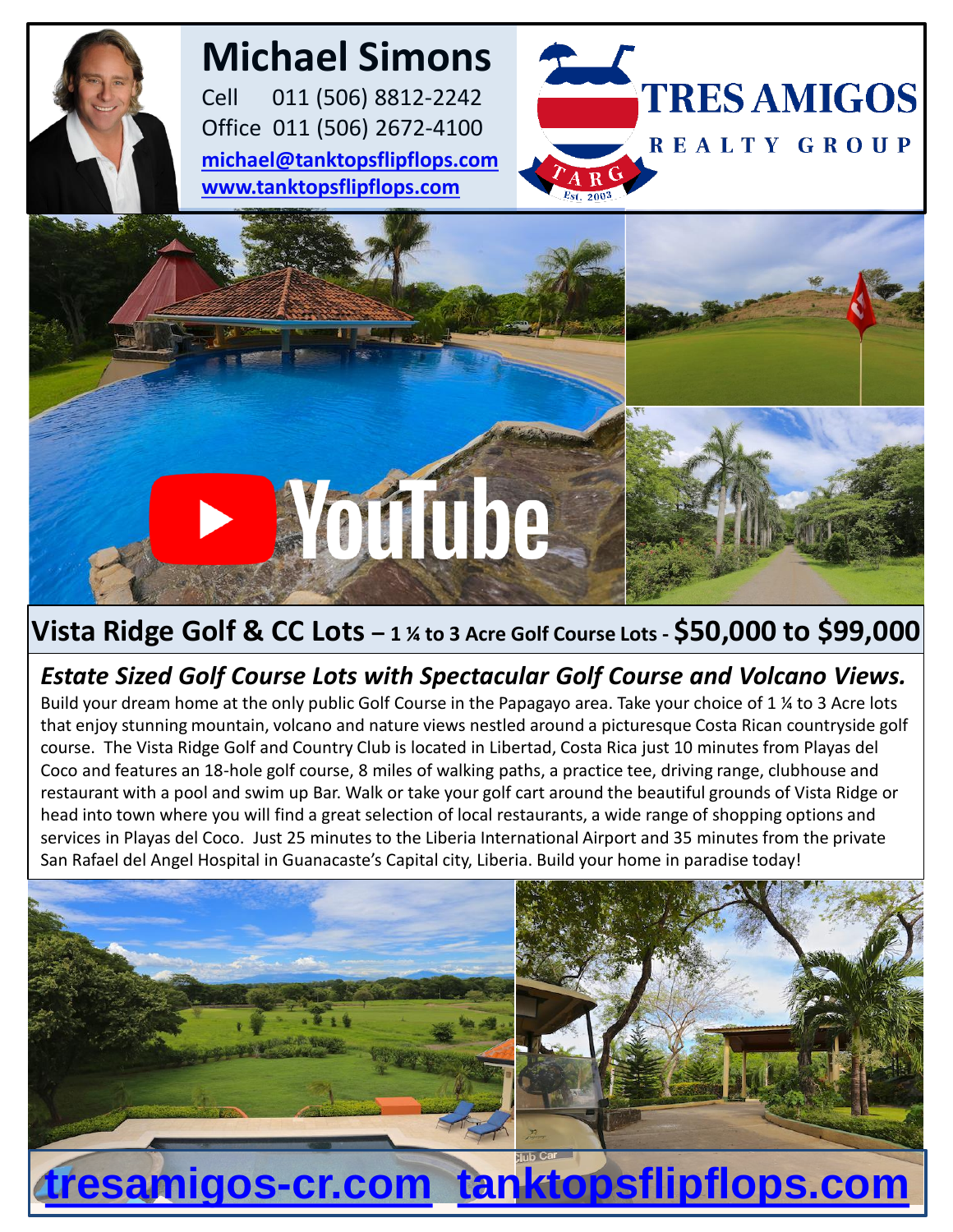# Michael Simons

Cell 011 (506) 8812-2242
Office 011 (506) 2672-4100
[michael@tanktopsflipflops.com](mailto:michael@tanktopsflipflops.com)
[www.tanktopsflipflops.com](http://www.tanktopsflipflops.com)

TRES AMIGOS
REALTY GROUP

TARG
Est. 2003

YouTube

## Vista Ridge Golf & CC Lots – 1 ¼ to 3 Acre Golf Course Lots - $50,000 to $99,000

### *Estate Sized Golf Course Lots with Spectacular Golf Course and Volcano Views.*

Build your dream home at the only public Golf Course in the Papagayo area. Take your choice of 1 ¼ to 3 Acre lots that enjoy stunning mountain, volcano and nature views nestled around a picturesque Costa Rican countryside golf course. The Vista Ridge Golf and Country Club is located in Libertad, Costa Rica just 10 minutes from Playas del Coco and features an 18-hole golf course, 8 miles of walking paths, a practice tee, driving range, clubhouse and restaurant with a pool and swim up Bar. Walk or take your golf cart around the beautiful grounds of Vista Ridge or head into town where you will find a great selection of local restaurants, a wide range of shopping options and services in Playas del Coco. Just 25 minutes to the Liberia International Airport and 35 minutes from the private San Rafael del Angel Hospital in Guanacaste's Capital city, Liberia. Build your home in paradise today!

[tresamigos-cr.com](http://tresamigos-cr.com) [tanktopsflipflops.com](http://tanktopsflipflops.com)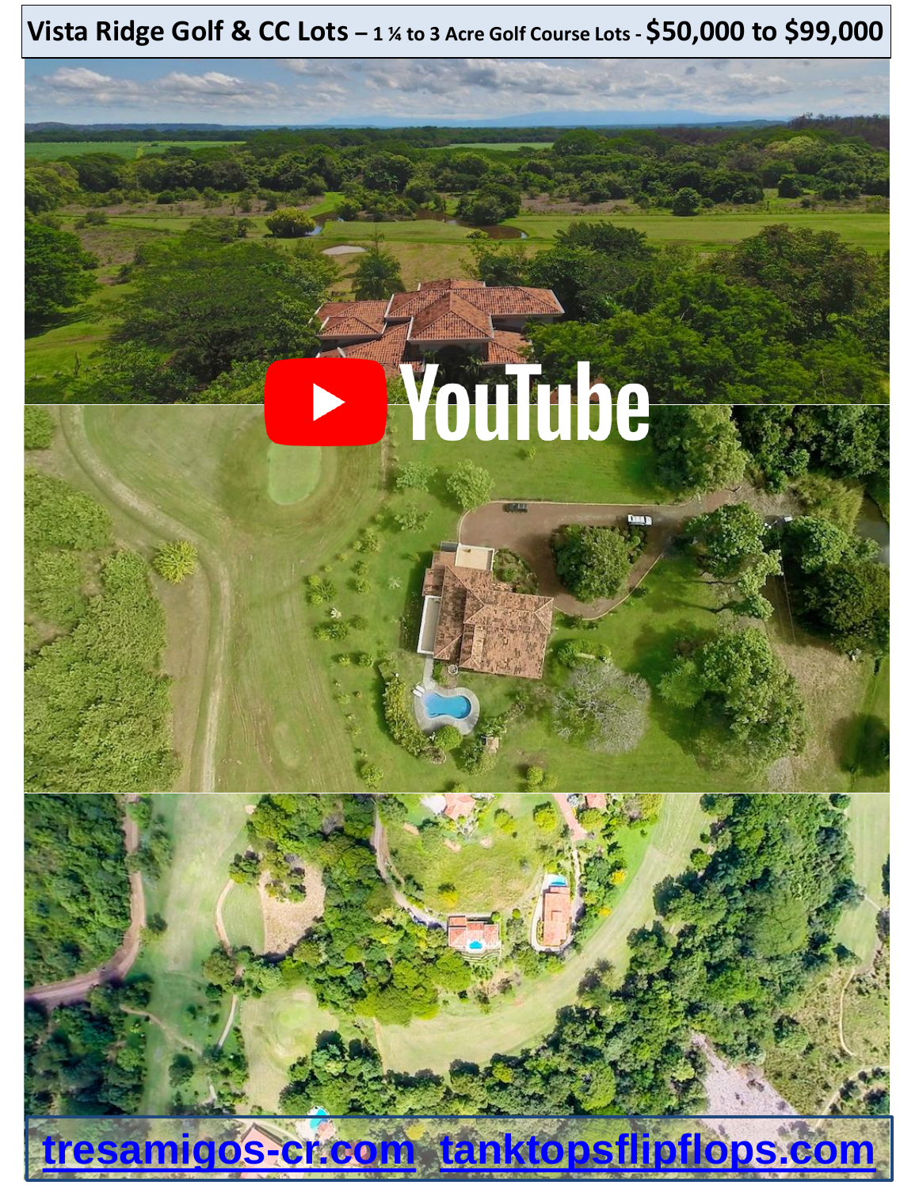**Vista Ridge Golf & CC Lots** – 1 ¼ to 3 Acre Golf Course Lots - **$50,000 to $99,000**

**tresamigos-cr.com** **tanktopsflipflops.com**